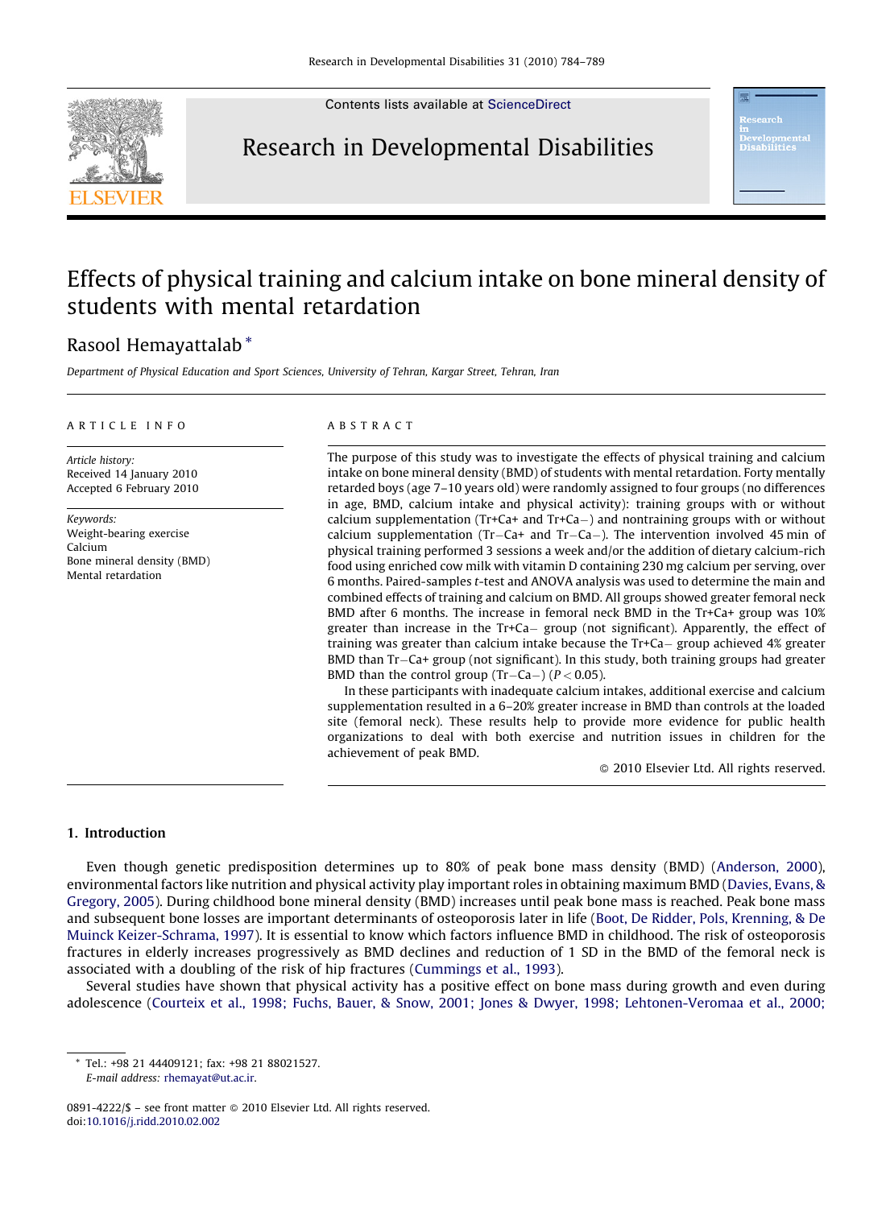# Effects of physical training and calcium intake on bone mineral density of students with mental retardation

Rasool Hemayattalab *

*Department of Physical Education and Sport Sciences, University of Tehran, Kargar Street, Tehran, Iran*

ARTICLE INFO

*Article history:*
Received 14 January 2010
Accepted 6 February 2010

*Keywords:*
Weight-bearing exercise
Calcium
Bone mineral density (BMD)
Mental retardation

ABSTRACT

The purpose of this study was to investigate the effects of physical training and calcium intake on bone mineral density (BMD) of students with mental retardation. Forty mentally retarded boys (age 7–10 years old) were randomly assigned to four groups (no differences in age, BMD, calcium intake and physical activity): training groups with or without calcium supplementation (Tr+Ca+ and Tr+Ca−) and nontraining groups with or without calcium supplementation (Tr−Ca+ and Tr−Ca−). The intervention involved 45 min of physical training performed 3 sessions a week and/or the addition of dietary calcium-rich food using enriched cow milk with vitamin D containing 230 mg calcium per serving, over 6 months. Paired-samples *t*-test and ANOVA analysis was used to determine the main and combined effects of training and calcium on BMD. All groups showed greater femoral neck BMD after 6 months. The increase in femoral neck BMD in the Tr+Ca+ group was 10% greater than increase in the Tr+Ca− group (not significant). Apparently, the effect of training was greater than calcium intake because the Tr+Ca− group achieved 4% greater BMD than Tr−Ca+ group (not significant). In this study, both training groups had greater BMD than the control group (Tr−Ca−) ($P < 0.05$).

In these participants with inadequate calcium intakes, additional exercise and calcium supplementation resulted in a 6–20% greater increase in BMD than controls at the loaded site (femoral neck). These results help to provide more evidence for public health organizations to deal with both exercise and nutrition issues in children for the achievement of peak BMD.

© 2010 Elsevier Ltd. All rights reserved.

## 1. Introduction

Even though genetic predisposition determines up to 80% of peak bone mass density (BMD) (Anderson, 2000), environmental factors like nutrition and physical activity play important roles in obtaining maximum BMD (Davies, Evans, & Gregory, 2005). During childhood bone mineral density (BMD) increases until peak bone mass is reached. Peak bone mass and subsequent bone losses are important determinants of osteoporosis later in life (Boot, De Ridder, Pols, Krenning, & De Muinck Keizer-Schrama, 1997). It is essential to know which factors influence BMD in childhood. The risk of osteoporosis fractures in elderly increases progressively as BMD declines and reduction of 1 SD in the BMD of the femoral neck is associated with a doubling of the risk of hip fractures (Cummings et al., 1993).

Several studies have shown that physical activity has a positive effect on bone mass during growth and even during adolescence (Courteix et al., 1998; Fuchs, Bauer, & Snow, 2001; Jones & Dwyer, 1998; Lehtonen-Veromaa et al., 2000;

---

* Tel.: +98 21 44409121; fax: +98 21 88021527.
*E-mail address:* rhemayat@ut.ac.ir.

0891-4222/$ – see front matter © 2010 Elsevier Ltd. All rights reserved.
doi:10.1016/j.ridd.2010.02.002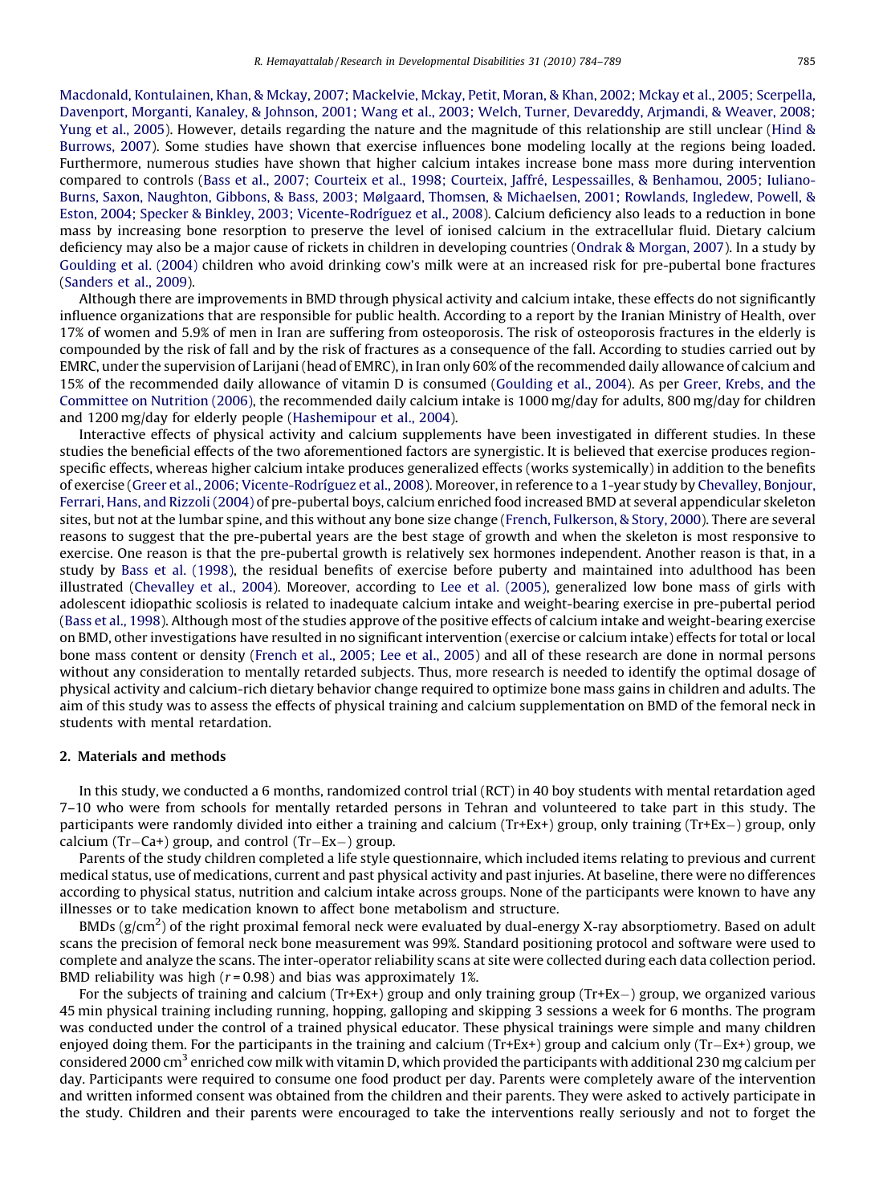Macdonald, Kontulainen, Khan, & Mckay, 2007; Mackelvie, Mckay, Petit, Moran, & Khan, 2002; Mckay et al., 2005; Scerpella, Davenport, Morganti, Kanaley, & Johnson, 2001; Wang et al., 2003; Welch, Turner, Devareddy, Arjmandi, & Weaver, 2008; Yung et al., 2005). However, details regarding the nature and the magnitude of this relationship are still unclear (Hind & Burrows, 2007). Some studies have shown that exercise influences bone modeling locally at the regions being loaded. Furthermore, numerous studies have shown that higher calcium intakes increase bone mass more during intervention compared to controls (Bass et al., 2007; Courteix et al., 1998; Courteix, Jaffré, Lespessailles, & Benhamou, 2005; Iuliano-Burns, Saxon, Naughton, Gibbons, & Bass, 2003; Mølgaard, Thomsen, & Michaelsen, 2001; Rowlands, Ingledew, Powell, & Eston, 2004; Specker & Binkley, 2003; Vicente-Rodríguez et al., 2008). Calcium deficiency also leads to a reduction in bone mass by increasing bone resorption to preserve the level of ionised calcium in the extracellular fluid. Dietary calcium deficiency may also be a major cause of rickets in children in developing countries (Ondrak & Morgan, 2007). In a study by Goulding et al. (2004) children who avoid drinking cow's milk were at an increased risk for pre-pubertal bone fractures (Sanders et al., 2009).

Although there are improvements in BMD through physical activity and calcium intake, these effects do not significantly influence organizations that are responsible for public health. According to a report by the Iranian Ministry of Health, over 17% of women and 5.9% of men in Iran are suffering from osteoporosis. The risk of osteoporosis fractures in the elderly is compounded by the risk of fall and by the risk of fractures as a consequence of the fall. According to studies carried out by EMRC, under the supervision of Larijani (head of EMRC), in Iran only 60% of the recommended daily allowance of calcium and 15% of the recommended daily allowance of vitamin D is consumed (Goulding et al., 2004). As per Greer, Krebs, and the Committee on Nutrition (2006), the recommended daily calcium intake is 1000 mg/day for adults, 800 mg/day for children and 1200 mg/day for elderly people (Hashemipour et al., 2004).

Interactive effects of physical activity and calcium supplements have been investigated in different studies. In these studies the beneficial effects of the two aforementioned factors are synergistic. It is believed that exercise produces region-specific effects, whereas higher calcium intake produces generalized effects (works systemically) in addition to the benefits of exercise (Greer et al., 2006; Vicente-Rodríguez et al., 2008). Moreover, in reference to a 1-year study by Chevalley, Bonjour, Ferrari, Hans, and Rizzoli (2004) of pre-pubertal boys, calcium enriched food increased BMD at several appendicular skeleton sites, but not at the lumbar spine, and this without any bone size change (French, Fulkerson, & Story, 2000). There are several reasons to suggest that the pre-pubertal years are the best stage of growth and when the skeleton is most responsive to exercise. One reason is that the pre-pubertal growth is relatively sex hormones independent. Another reason is that, in a study by Bass et al. (1998), the residual benefits of exercise before puberty and maintained into adulthood has been illustrated (Chevalley et al., 2004). Moreover, according to Lee et al. (2005), generalized low bone mass of girls with adolescent idiopathic scoliosis is related to inadequate calcium intake and weight-bearing exercise in pre-pubertal period (Bass et al., 1998). Although most of the studies approve of the positive effects of calcium intake and weight-bearing exercise on BMD, other investigations have resulted in no significant intervention (exercise or calcium intake) effects for total or local bone mass content or density (French et al., 2005; Lee et al., 2005) and all of these research are done in normal persons without any consideration to mentally retarded subjects. Thus, more research is needed to identify the optimal dosage of physical activity and calcium-rich dietary behavior change required to optimize bone mass gains in children and adults. The aim of this study was to assess the effects of physical training and calcium supplementation on BMD of the femoral neck in students with mental retardation.

## 2. Materials and methods

In this study, we conducted a 6 months, randomized control trial (RCT) in 40 boy students with mental retardation aged 7–10 who were from schools for mentally retarded persons in Tehran and volunteered to take part in this study. The participants were randomly divided into either a training and calcium (Tr+Ex+) group, only training (Tr+Ex−) group, only calcium (Tr−Ca+) group, and control (Tr−Ex−) group.

Parents of the study children completed a life style questionnaire, which included items relating to previous and current medical status, use of medications, current and past physical activity and past injuries. At baseline, there were no differences according to physical status, nutrition and calcium intake across groups. None of the participants were known to have any illnesses or to take medication known to affect bone metabolism and structure.

BMDs ($g/cm^2$) of the right proximal femoral neck were evaluated by dual-energy X-ray absorptiometry. Based on adult scans the precision of femoral neck bone measurement was 99%. Standard positioning protocol and software were used to complete and analyze the scans. The inter-operator reliability scans at site were collected during each data collection period. BMD reliability was high ($r = 0.98$) and bias was approximately 1%.

For the subjects of training and calcium (Tr+Ex+) group and only training group (Tr+Ex−) group, we organized various 45 min physical training including running, hopping, galloping and skipping 3 sessions a week for 6 months. The program was conducted under the control of a trained physical educator. These physical trainings were simple and many children enjoyed doing them. For the participants in the training and calcium (Tr+Ex+) group and calcium only (Tr−Ex+) group, we considered 2000 $cm^3$ enriched cow milk with vitamin D, which provided the participants with additional 230 mg calcium per day. Participants were required to consume one food product per day. Parents were completely aware of the intervention and written informed consent was obtained from the children and their parents. They were asked to actively participate in the study. Children and their parents were encouraged to take the interventions really seriously and not to forget the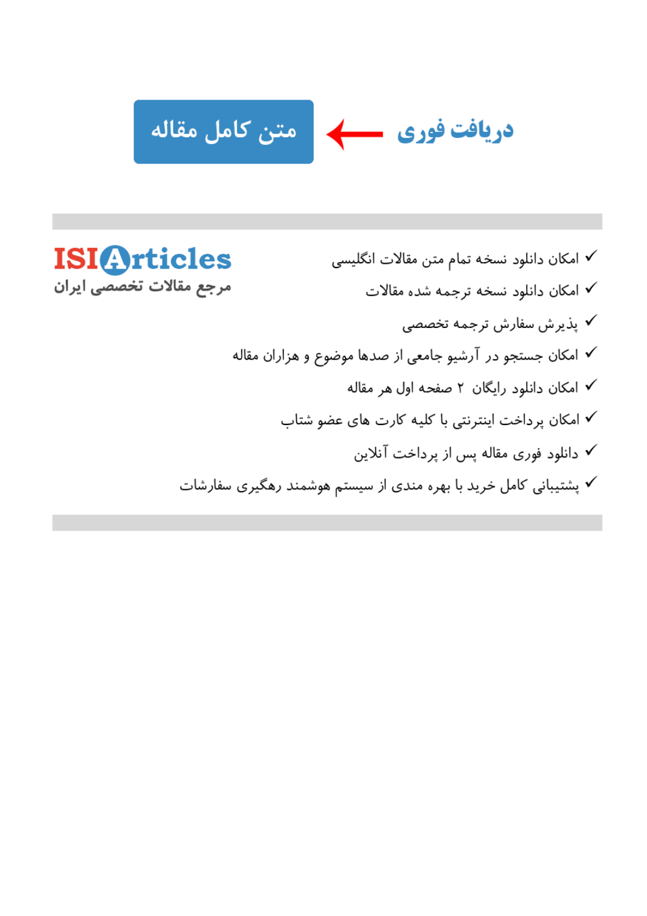دریافت فوری ← **متن کامل مقاله**

**ISIArticles**
مرجع مقالات تخصصی ایران

- ✓ امکان دانلود نسخه تمام متن مقالات انگلیسی
- ✓ امکان دانلود نسخه ترجمه شده مقالات
- ✓ پذیرش سفارش ترجمه تخصصی
- ✓ امکان جستجو در آرشیو جامعی از صدها موضوع و هزاران مقاله
- ✓ امکان دانلود رایگان ۲ صفحه اول هر مقاله
- ✓ امکان پرداخت اینترنتی با کلیه کارت های عضو شتاب
- ✓ دانلود فوری مقاله پس از پرداخت آنلاین
- ✓ پشتیبانی کامل خرید با بهره مندی از سیستم هوشمند رهگیری سفارشات